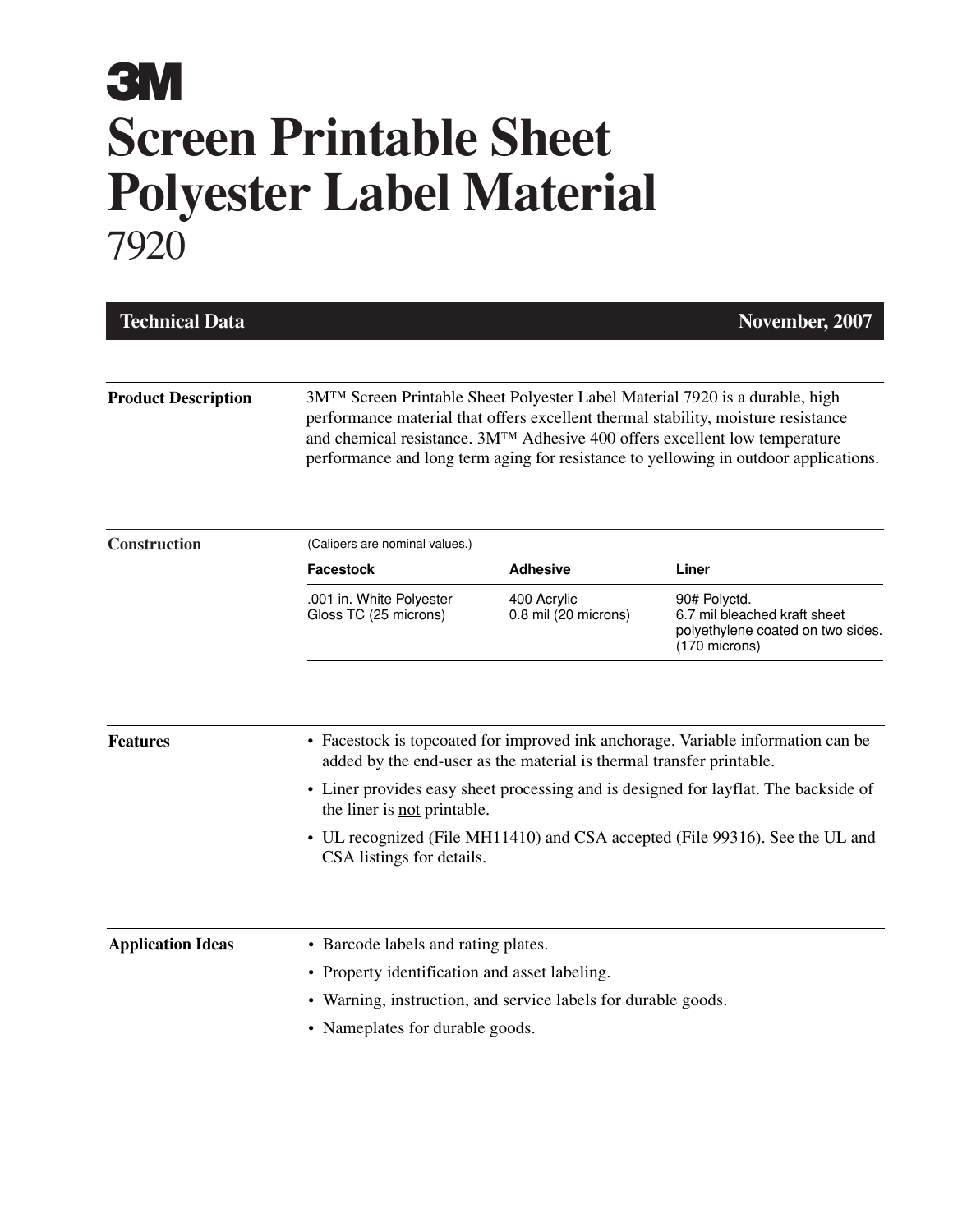# 3M

# Screen Printable Sheet Polyester Label Material

7920

**Technical Data** **November, 2007**

## Product Description

3M™ Screen Printable Sheet Polyester Label Material 7920 is a durable, high performance material that offers excellent thermal stability, moisture resistance and chemical resistance. 3M™ Adhesive 400 offers excellent low temperature performance and long term aging for resistance to yellowing in outdoor applications.

## Construction

(Calipers are nominal values.)

| Facestock | Adhesive | Liner |
|---|---|---|
| .001 in. White Polyester Gloss TC (25 microns) | 400 Acrylic 0.8 mil (20 microns) | 90# Polyctd. 6.7 mil bleached kraft sheet polyethylene coated on two sides. (170 microns) |

## Features

- Facestock is topcoated for improved ink anchorage. Variable information can be added by the end-user as the material is thermal transfer printable.
- Liner provides easy sheet processing and is designed for layflat. The backside of the liner is <u>not</u> printable.
- UL recognized (File MH11410) and CSA accepted (File 99316). See the UL and CSA listings for details.

## Application Ideas

- Barcode labels and rating plates.
- Property identification and asset labeling.
- Warning, instruction, and service labels for durable goods.
- Nameplates for durable goods.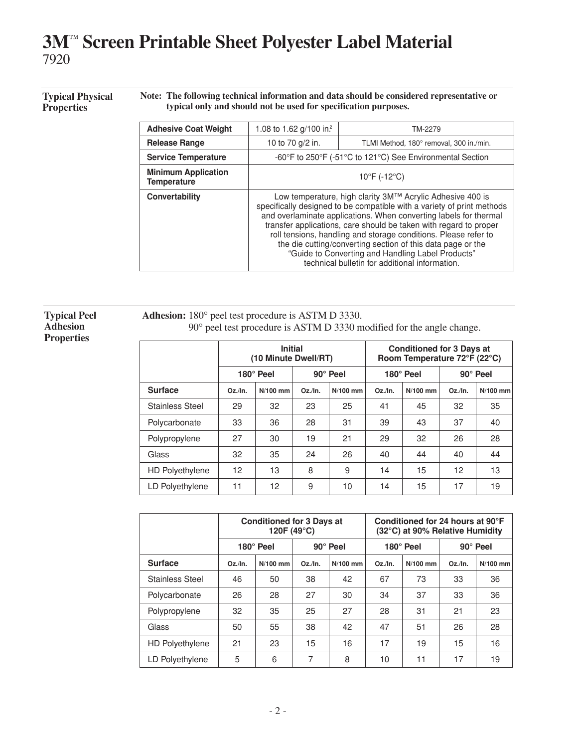# 3M™ Screen Printable Sheet Polyester Label Material

7920

## Typical Physical Properties

**Note: The following technical information and data should be considered representative or typical only and should not be used for specification purposes.**

| | | |
|---|---|---|
| **Adhesive Coat Weight** | 1.08 to 1.62 g/100 in.$^2$ | TM-2279 |
| **Release Range** | 10 to 70 g/2 in. | TLMI Method, 180° removal, 300 in./min. |
| **Service Temperature** | -60°F to 250°F (-51°C to 121°C) See Environmental Section | |
| **Minimum Application Temperature** | 10°F (-12°C) | |
| **Convertability** | Low temperature, high clarity 3M™ Acrylic Adhesive 400 is specifically designed to be compatible with a variety of print methods and overlaminate applications. When converting labels for thermal transfer applications, care should be taken with regard to proper roll tensions, handling and storage conditions. Please refer to the die cutting/converting section of this data page or the "Guide to Converting and Handling Label Products" technical bulletin for additional information. | |

## Typical Peel Adhesion Properties

**Adhesion:** 180° peel test procedure is ASTM D 3330.
90° peel test procedure is ASTM D 3330 modified for the angle change.

| | Initial (10 Minute Dwell/RT) | | | | Conditioned for 3 Days at Room Temperature 72°F (22°C) | | | |
|---|---|---|---|---|---|---|---|---|
| | 180° Peel | | 90° Peel | | 180° Peel | | 90° Peel | |
| **Surface** | Oz./In. | N/100 mm | Oz./In. | N/100 mm | Oz./In. | N/100 mm | Oz./In. | N/100 mm |
| Stainless Steel | 29 | 32 | 23 | 25 | 41 | 45 | 32 | 35 |
| Polycarbonate | 33 | 36 | 28 | 31 | 39 | 43 | 37 | 40 |
| Polypropylene | 27 | 30 | 19 | 21 | 29 | 32 | 26 | 28 |
| Glass | 32 | 35 | 24 | 26 | 40 | 44 | 40 | 44 |
| HD Polyethylene | 12 | 13 | 8 | 9 | 14 | 15 | 12 | 13 |
| LD Polyethylene | 11 | 12 | 9 | 10 | 14 | 15 | 17 | 19 |

| | Conditioned for 3 Days at 120F (49°C) | | | | Conditioned for 24 hours at 90°F (32°C) at 90% Relative Humidity | | | |
|---|---|---|---|---|---|---|---|---|
| | 180° Peel | | 90° Peel | | 180° Peel | | 90° Peel | |
| **Surface** | Oz./In. | N/100 mm | Oz./In. | N/100 mm | Oz./In. | N/100 mm | Oz./In. | N/100 mm |
| Stainless Steel | 46 | 50 | 38 | 42 | 67 | 73 | 33 | 36 |
| Polycarbonate | 26 | 28 | 27 | 30 | 34 | 37 | 33 | 36 |
| Polypropylene | 32 | 35 | 25 | 27 | 28 | 31 | 21 | 23 |
| Glass | 50 | 55 | 38 | 42 | 47 | 51 | 26 | 28 |
| HD Polyethylene | 21 | 23 | 15 | 16 | 17 | 19 | 15 | 16 |
| LD Polyethylene | 5 | 6 | 7 | 8 | 10 | 11 | 17 | 19 |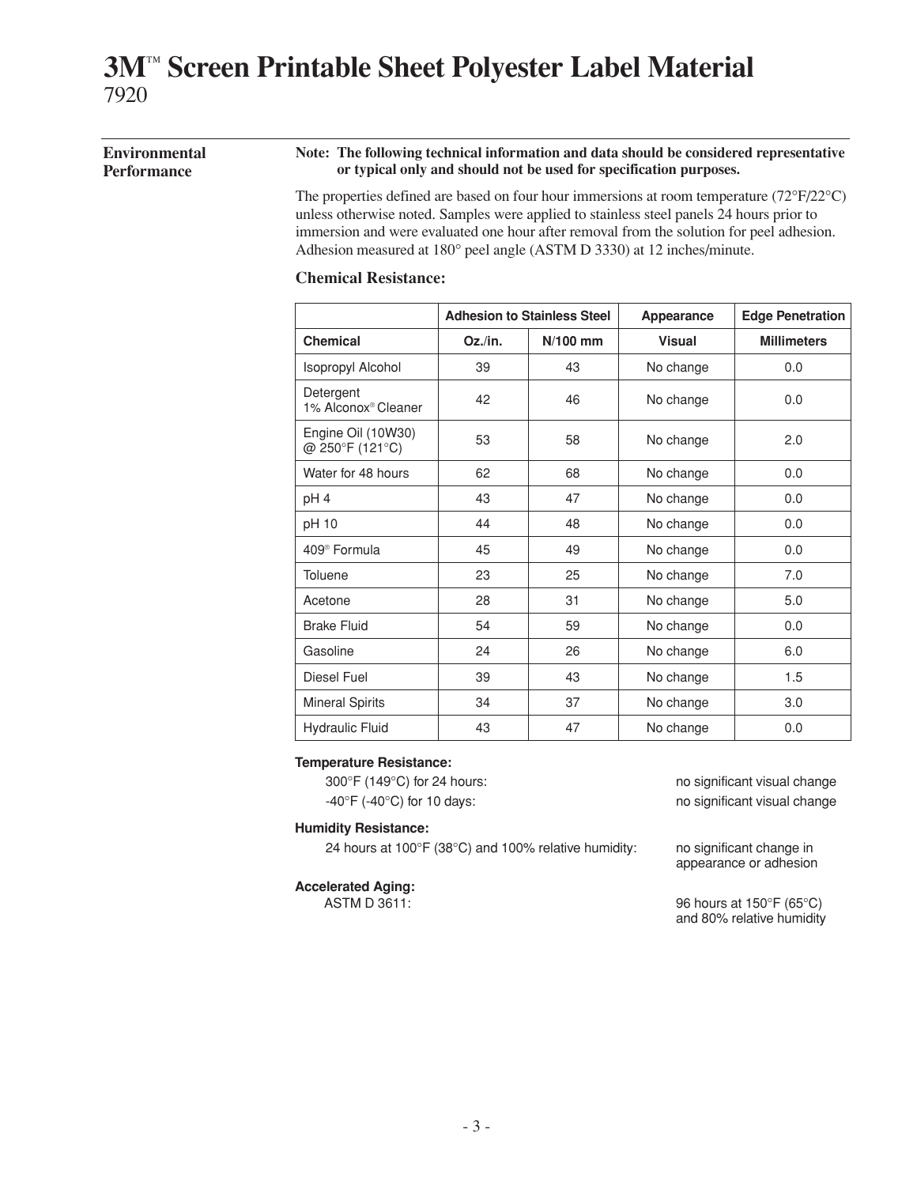# 3M™ Screen Printable Sheet Polyester Label Material
7920

## Environmental Performance

**Note: The following technical information and data should be considered representative or typical only and should not be used for specification purposes.**

The properties defined are based on four hour immersions at room temperature (72°F/22°C) unless otherwise noted. Samples were applied to stainless steel panels 24 hours prior to immersion and were evaluated one hour after removal from the solution for peel adhesion. Adhesion measured at 180° peel angle (ASTM D 3330) at 12 inches/minute.

### Chemical Resistance:

| | Adhesion to Stainless Steel | | Appearance | Edge Penetration |
|---|---|---|---|---|
| **Chemical** | **Oz./in.** | **N/100 mm** | **Visual** | **Millimeters** |
| Isopropyl Alcohol | 39 | 43 | No change | 0.0 |
| Detergent 1% Alconox® Cleaner | 42 | 46 | No change | 0.0 |
| Engine Oil (10W30) @ 250°F (121°C) | 53 | 58 | No change | 2.0 |
| Water for 48 hours | 62 | 68 | No change | 0.0 |
| pH 4 | 43 | 47 | No change | 0.0 |
| pH 10 | 44 | 48 | No change | 0.0 |
| 409® Formula | 45 | 49 | No change | 0.0 |
| Toluene | 23 | 25 | No change | 7.0 |
| Acetone | 28 | 31 | No change | 5.0 |
| Brake Fluid | 54 | 59 | No change | 0.0 |
| Gasoline | 24 | 26 | No change | 6.0 |
| Diesel Fuel | 39 | 43 | No change | 1.5 |
| Mineral Spirits | 34 | 37 | No change | 3.0 |
| Hydraulic Fluid | 43 | 47 | No change | 0.0 |

**Temperature Resistance:**

| | |
|---|---|
| 300°F (149°C) for 24 hours: | no significant visual change |
| -40°F (-40°C) for 10 days: | no significant visual change |

**Humidity Resistance:**

| | |
|---|---|
| 24 hours at 100°F (38°C) and 100% relative humidity: | no significant change in appearance or adhesion |

**Accelerated Aging:**

| | |
|---|---|
| ASTM D 3611: | 96 hours at 150°F (65°C) and 80% relative humidity |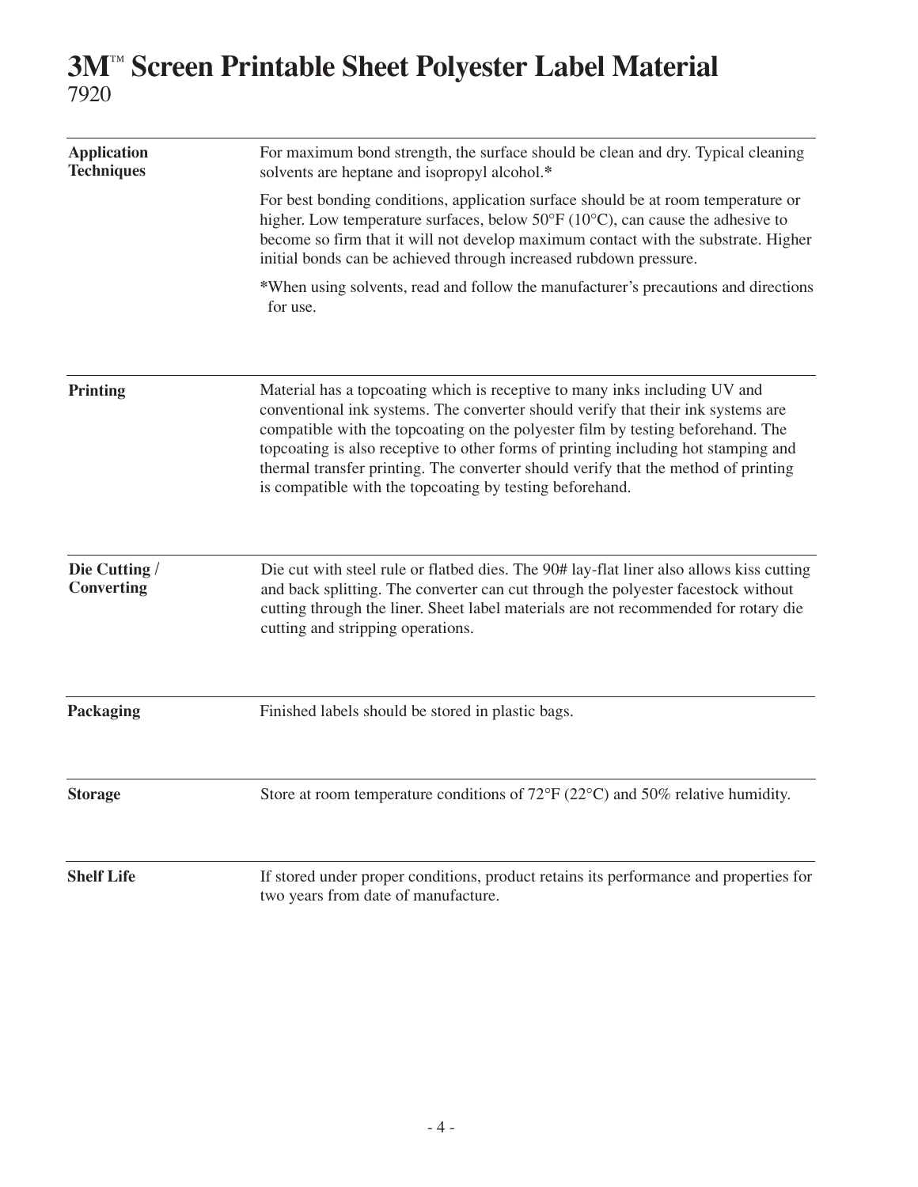# 3M™ Screen Printable Sheet Polyester Label Material
7920

**Application Techniques**

For maximum bond strength, the surface should be clean and dry. Typical cleaning solvents are heptane and isopropyl alcohol.*

For best bonding conditions, application surface should be at room temperature or higher. Low temperature surfaces, below 50°F (10°C), can cause the adhesive to become so firm that it will not develop maximum contact with the substrate. Higher initial bonds can be achieved through increased rubdown pressure.

*When using solvents, read and follow the manufacturer's precautions and directions for use.

**Printing**

Material has a topcoating which is receptive to many inks including UV and conventional ink systems. The converter should verify that their ink systems are compatible with the topcoating on the polyester film by testing beforehand. The topcoating is also receptive to other forms of printing including hot stamping and thermal transfer printing. The converter should verify that the method of printing is compatible with the topcoating by testing beforehand.

**Die Cutting / Converting**

Die cut with steel rule or flatbed dies. The 90# lay-flat liner also allows kiss cutting and back splitting. The converter can cut through the polyester facestock without cutting through the liner. Sheet label materials are not recommended for rotary die cutting and stripping operations.

**Packaging**

Finished labels should be stored in plastic bags.

**Storage**

Store at room temperature conditions of 72°F (22°C) and 50% relative humidity.

**Shelf Life**

If stored under proper conditions, product retains its performance and properties for two years from date of manufacture.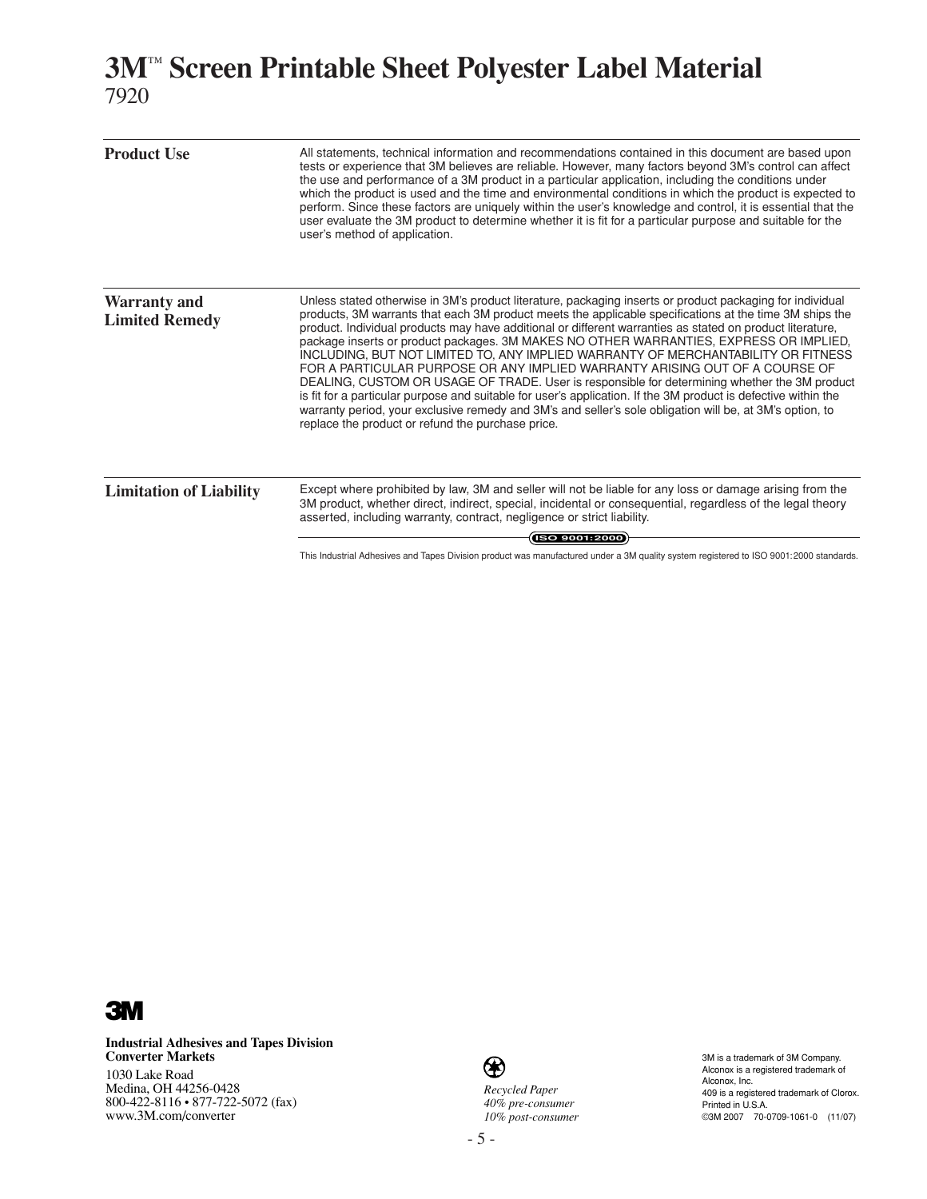# 3M™ Screen Printable Sheet Polyester Label Material

7920

**Product Use**

All statements, technical information and recommendations contained in this document are based upon tests or experience that 3M believes are reliable. However, many factors beyond 3M's control can affect the use and performance of a 3M product in a particular application, including the conditions under which the product is used and the time and environmental conditions in which the product is expected to perform. Since these factors are uniquely within the user's knowledge and control, it is essential that the user evaluate the 3M product to determine whether it is fit for a particular purpose and suitable for the user's method of application.

**Warranty and Limited Remedy**

Unless stated otherwise in 3M's product literature, packaging inserts or product packaging for individual products, 3M warrants that each 3M product meets the applicable specifications at the time 3M ships the product. Individual products may have additional or different warranties as stated on product literature, package inserts or product packages. 3M MAKES NO OTHER WARRANTIES, EXPRESS OR IMPLIED, INCLUDING, BUT NOT LIMITED TO, ANY IMPLIED WARRANTY OF MERCHANTABILITY OR FITNESS FOR A PARTICULAR PURPOSE OR ANY IMPLIED WARRANTY ARISING OUT OF A COURSE OF DEALING, CUSTOM OR USAGE OF TRADE. User is responsible for determining whether the 3M product is fit for a particular purpose and suitable for user's application. If the 3M product is defective within the warranty period, your exclusive remedy and 3M's and seller's sole obligation will be, at 3M's option, to replace the product or refund the purchase price.

**Limitation of Liability**

Except where prohibited by law, 3M and seller will not be liable for any loss or damage arising from the 3M product, whether direct, indirect, special, incidental or consequential, regardless of the legal theory asserted, including warranty, contract, negligence or strict liability.

ISO 9001:2000

This Industrial Adhesives and Tapes Division product was manufactured under a 3M quality system registered to ISO 9001:2000 standards.

3M

**Industrial Adhesives and Tapes Division**
**Converter Markets**
1030 Lake Road
Medina, OH 44256-0428
800-422-8116 • 877-722-5072 (fax)
www.3M.com/converter

*Recycled Paper*
*40% pre-consumer*
*10% post-consumer*

3M is a trademark of 3M Company.
Alconox is a registered trademark of Alconox, Inc.
409 is a registered trademark of Clorox.
Printed in U.S.A.
©3M 2007 70-0709-1061-0 (11/07)